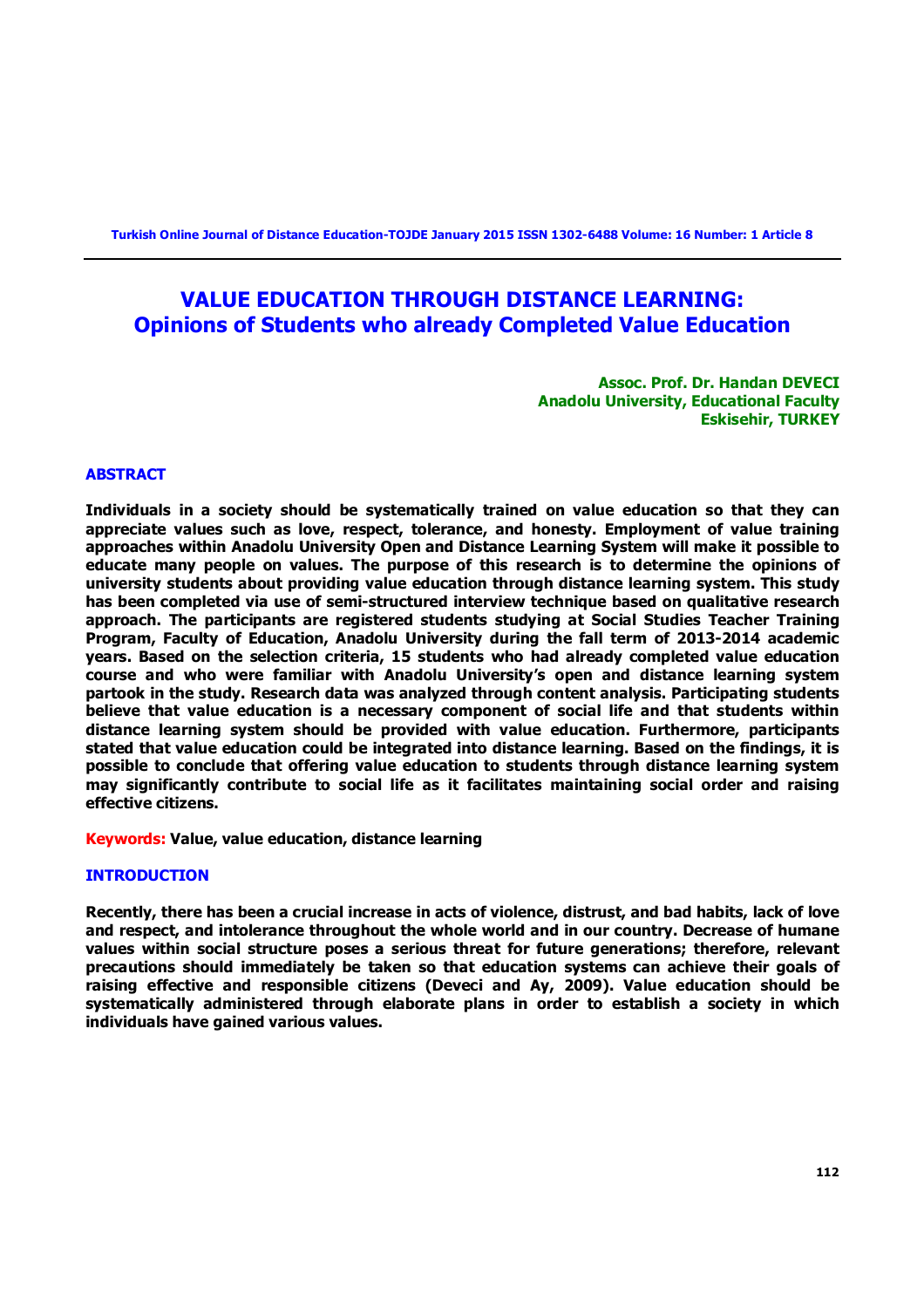# VALUE EDUCATION THROUGH DISTANCE LEARNING: Opinions of Students who already Completed Value Education

**Assoc. Prof. Dr. Handan DEVECI**
**Anadolu University, Educational Faculty**
**Eskisehir, TURKEY**

## ABSTRACT

**Individuals in a society should be systematically trained on value education so that they can appreciate values such as love, respect, tolerance, and honesty. Employment of value training approaches within Anadolu University Open and Distance Learning System will make it possible to educate many people on values. The purpose of this research is to determine the opinions of university students about providing value education through distance learning system. This study has been completed via use of semi-structured interview technique based on qualitative research approach. The participants are registered students studying at Social Studies Teacher Training Program, Faculty of Education, Anadolu University during the fall term of 2013-2014 academic years. Based on the selection criteria, 15 students who had already completed value education course and who were familiar with Anadolu University's open and distance learning system partook in the study. Research data was analyzed through content analysis. Participating students believe that value education is a necessary component of social life and that students within distance learning system should be provided with value education. Furthermore, participants stated that value education could be integrated into distance learning. Based on the findings, it is possible to conclude that offering value education to students through distance learning system may significantly contribute to social life as it facilitates maintaining social order and raising effective citizens.**

**Keywords: Value, value education, distance learning**

## INTRODUCTION

**Recently, there has been a crucial increase in acts of violence, distrust, and bad habits, lack of love and respect, and intolerance throughout the whole world and in our country. Decrease of humane values within social structure poses a serious threat for future generations; therefore, relevant precautions should immediately be taken so that education systems can achieve their goals of raising effective and responsible citizens (Deveci and Ay, 2009). Value education should be systematically administered through elaborate plans in order to establish a society in which individuals have gained various values.**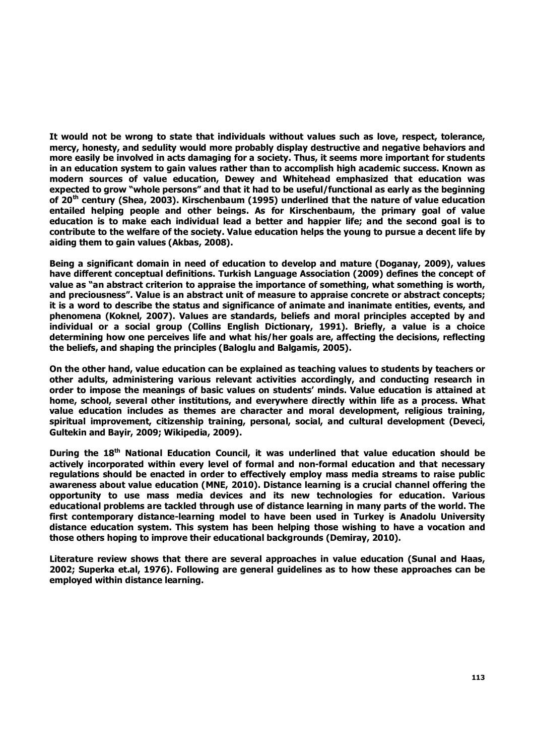It would not be wrong to state that individuals without values such as love, respect, tolerance, mercy, honesty, and sedulity would more probably display destructive and negative behaviors and more easily be involved in acts damaging for a society. Thus, it seems more important for students in an education system to gain values rather than to accomplish high academic success. Known as modern sources of value education, Dewey and Whitehead emphasized that education was expected to grow "whole persons" and that it had to be useful/functional as early as the beginning of 20th century (Shea, 2003). Kirschenbaum (1995) underlined that the nature of value education entailed helping people and other beings. As for Kirschenbaum, the primary goal of value education is to make each individual lead a better and happier life; and the second goal is to contribute to the welfare of the society. Value education helps the young to pursue a decent life by aiding them to gain values (Akbas, 2008).

Being a significant domain in need of education to develop and mature (Doganay, 2009), values have different conceptual definitions. Turkish Language Association (2009) defines the concept of value as "an abstract criterion to appraise the importance of something, what something is worth, and preciousness". Value is an abstract unit of measure to appraise concrete or abstract concepts; it is a word to describe the status and significance of animate and inanimate entities, events, and phenomena (Koknel, 2007). Values are standards, beliefs and moral principles accepted by and individual or a social group (Collins English Dictionary, 1991). Briefly, a value is a choice determining how one perceives life and what his/her goals are, affecting the decisions, reflecting the beliefs, and shaping the principles (Baloglu and Balgamis, 2005).

On the other hand, value education can be explained as teaching values to students by teachers or other adults, administering various relevant activities accordingly, and conducting research in order to impose the meanings of basic values on students' minds. Value education is attained at home, school, several other institutions, and everywhere directly within life as a process. What value education includes as themes are character and moral development, religious training, spiritual improvement, citizenship training, personal, social, and cultural development (Deveci, Gultekin and Bayir, 2009; Wikipedia, 2009).

During the 18th National Education Council, it was underlined that value education should be actively incorporated within every level of formal and non-formal education and that necessary regulations should be enacted in order to effectively employ mass media streams to raise public awareness about value education (MNE, 2010). Distance learning is a crucial channel offering the opportunity to use mass media devices and its new technologies for education. Various educational problems are tackled through use of distance learning in many parts of the world. The first contemporary distance-learning model to have been used in Turkey is Anadolu University distance education system. This system has been helping those wishing to have a vocation and those others hoping to improve their educational backgrounds (Demiray, 2010).

Literature review shows that there are several approaches in value education (Sunal and Haas, 2002; Superka et.al, 1976). Following are general guidelines as to how these approaches can be employed within distance learning.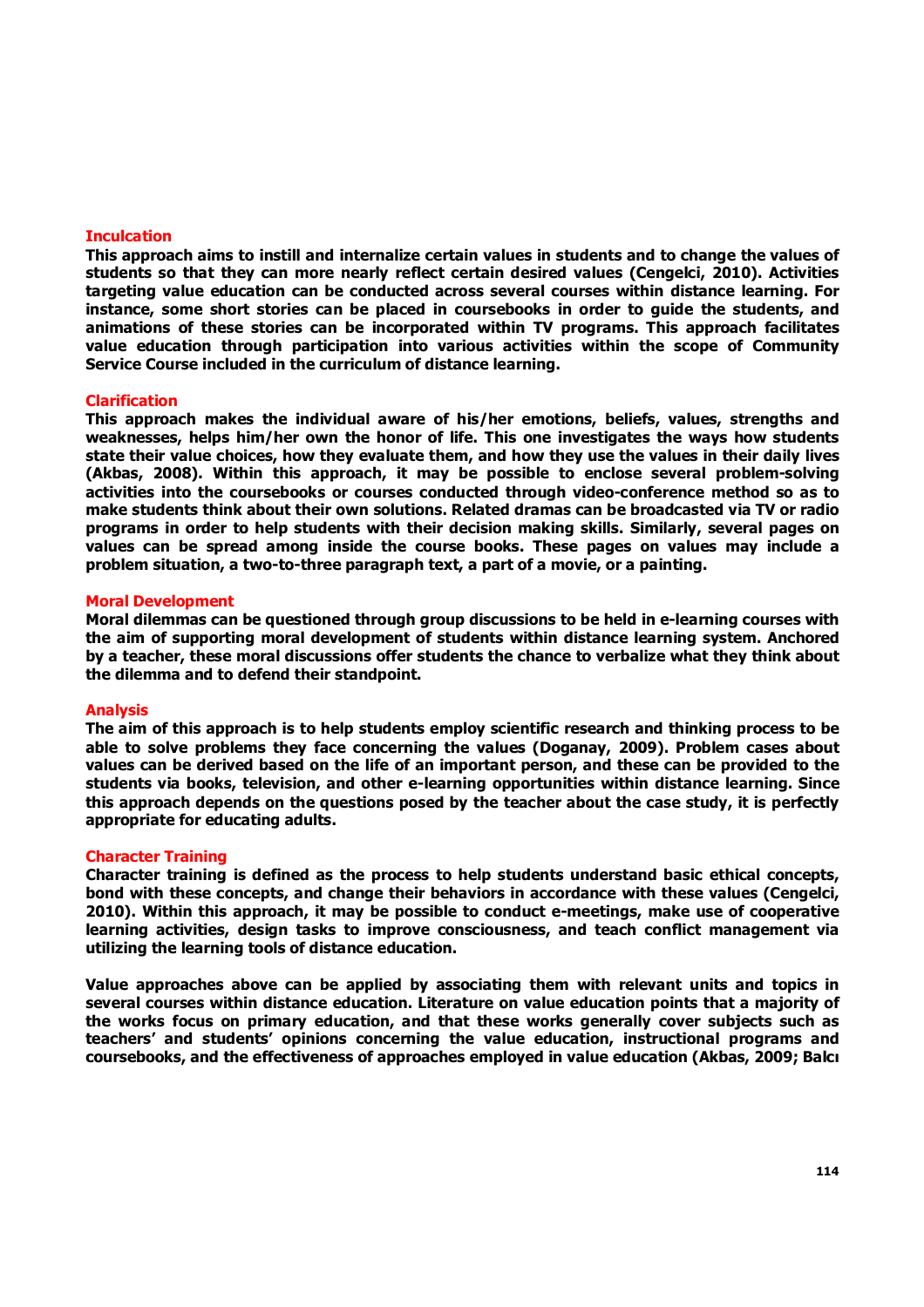### Inculcation

**This approach aims to instill and internalize certain values in students and to change the values of students so that they can more nearly reflect certain desired values (Cengelci, 2010). Activities targeting value education can be conducted across several courses within distance learning. For instance, some short stories can be placed in coursebooks in order to guide the students, and animations of these stories can be incorporated within TV programs. This approach facilitates value education through participation into various activities within the scope of Community Service Course included in the curriculum of distance learning.**

### Clarification

**This approach makes the individual aware of his/her emotions, beliefs, values, strengths and weaknesses, helps him/her own the honor of life. This one investigates the ways how students state their value choices, how they evaluate them, and how they use the values in their daily lives (Akbas, 2008). Within this approach, it may be possible to enclose several problem-solving activities into the coursebooks or courses conducted through video-conference method so as to make students think about their own solutions. Related dramas can be broadcasted via TV or radio programs in order to help students with their decision making skills. Similarly, several pages on values can be spread among inside the course books. These pages on values may include a problem situation, a two-to-three paragraph text, a part of a movie, or a painting.**

### Moral Development

**Moral dilemmas can be questioned through group discussions to be held in e-learning courses with the aim of supporting moral development of students within distance learning system. Anchored by a teacher, these moral discussions offer students the chance to verbalize what they think about the dilemma and to defend their standpoint.**

### Analysis

**The aim of this approach is to help students employ scientific research and thinking process to be able to solve problems they face concerning the values (Doganay, 2009). Problem cases about values can be derived based on the life of an important person, and these can be provided to the students via books, television, and other e-learning opportunities within distance learning. Since this approach depends on the questions posed by the teacher about the case study, it is perfectly appropriate for educating adults.**

### Character Training

**Character training is defined as the process to help students understand basic ethical concepts, bond with these concepts, and change their behaviors in accordance with these values (Cengelci, 2010). Within this approach, it may be possible to conduct e-meetings, make use of cooperative learning activities, design tasks to improve consciousness, and teach conflict management via utilizing the learning tools of distance education.**

**Value approaches above can be applied by associating them with relevant units and topics in several courses within distance education. Literature on value education points that a majority of the works focus on primary education, and that these works generally cover subjects such as teachers' and students' opinions concerning the value education, instructional programs and coursebooks, and the effectiveness of approaches employed in value education (Akbas, 2009; Balcı**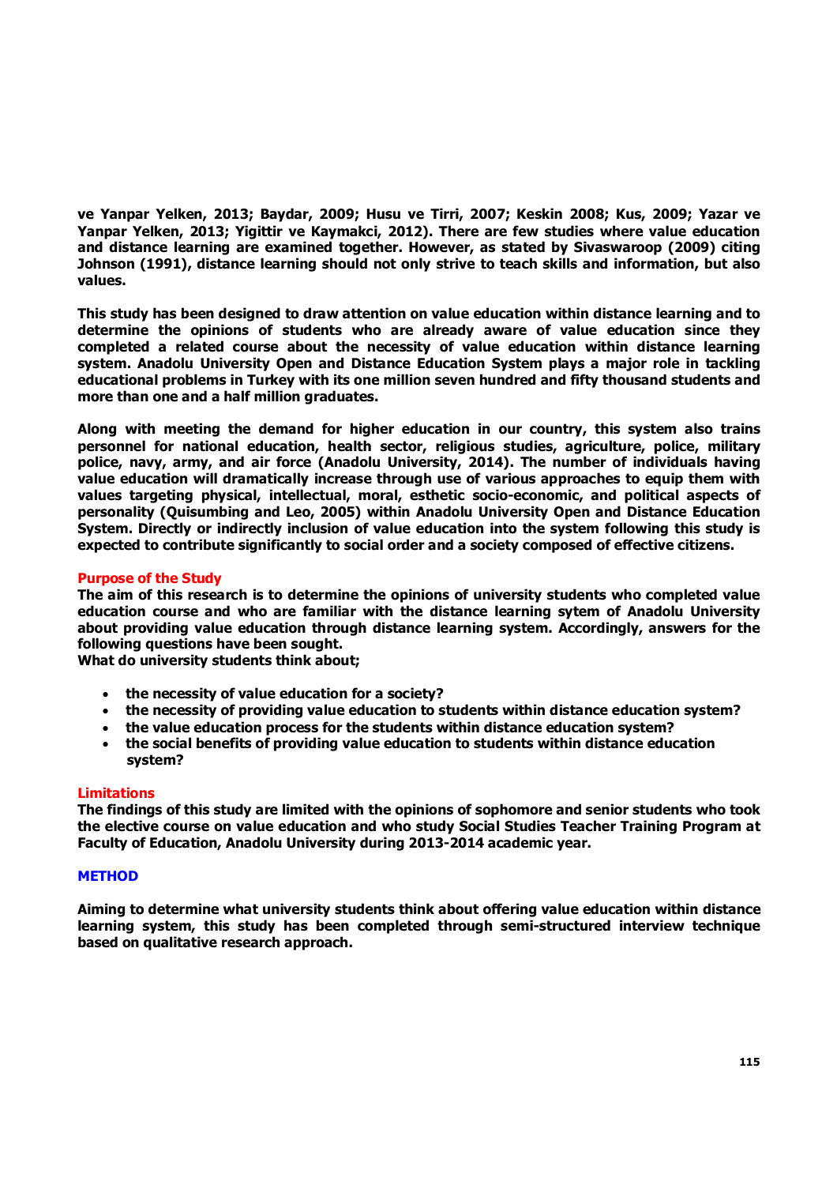ve Yanpar Yelken, 2013; Baydar, 2009; Husu ve Tirri, 2007; Keskin 2008; Kus, 2009; Yazar ve Yanpar Yelken, 2013; Yigittir ve Kaymakci, 2012). There are few studies where value education and distance learning are examined together. However, as stated by Sivaswaroop (2009) citing Johnson (1991), distance learning should not only strive to teach skills and information, but also values.

This study has been designed to draw attention on value education within distance learning and to determine the opinions of students who are already aware of value education since they completed a related course about the necessity of value education within distance learning system. Anadolu University Open and Distance Education System plays a major role in tackling educational problems in Turkey with its one million seven hundred and fifty thousand students and more than one and a half million graduates.

Along with meeting the demand for higher education in our country, this system also trains personnel for national education, health sector, religious studies, agriculture, police, military police, navy, army, and air force (Anadolu University, 2014). The number of individuals having value education will dramatically increase through use of various approaches to equip them with values targeting physical, intellectual, moral, esthetic socio-economic, and political aspects of personality (Quisumbing and Leo, 2005) within Anadolu University Open and Distance Education System. Directly or indirectly inclusion of value education into the system following this study is expected to contribute significantly to social order and a society composed of effective citizens.

### Purpose of the Study

The aim of this research is to determine the opinions of university students who completed value education course and who are familiar with the distance learning sytem of Anadolu University about providing value education through distance learning system. Accordingly, answers for the following questions have been sought.
What do university students think about;

- the necessity of value education for a society?
- the necessity of providing value education to students within distance education system?
- the value education process for the students within distance education system?
- the social benefits of providing value education to students within distance education system?

### Limitations

The findings of this study are limited with the opinions of sophomore and senior students who took the elective course on value education and who study Social Studies Teacher Training Program at Faculty of Education, Anadolu University during 2013-2014 academic year.

## METHOD

Aiming to determine what university students think about offering value education within distance learning system, this study has been completed through semi-structured interview technique based on qualitative research approach.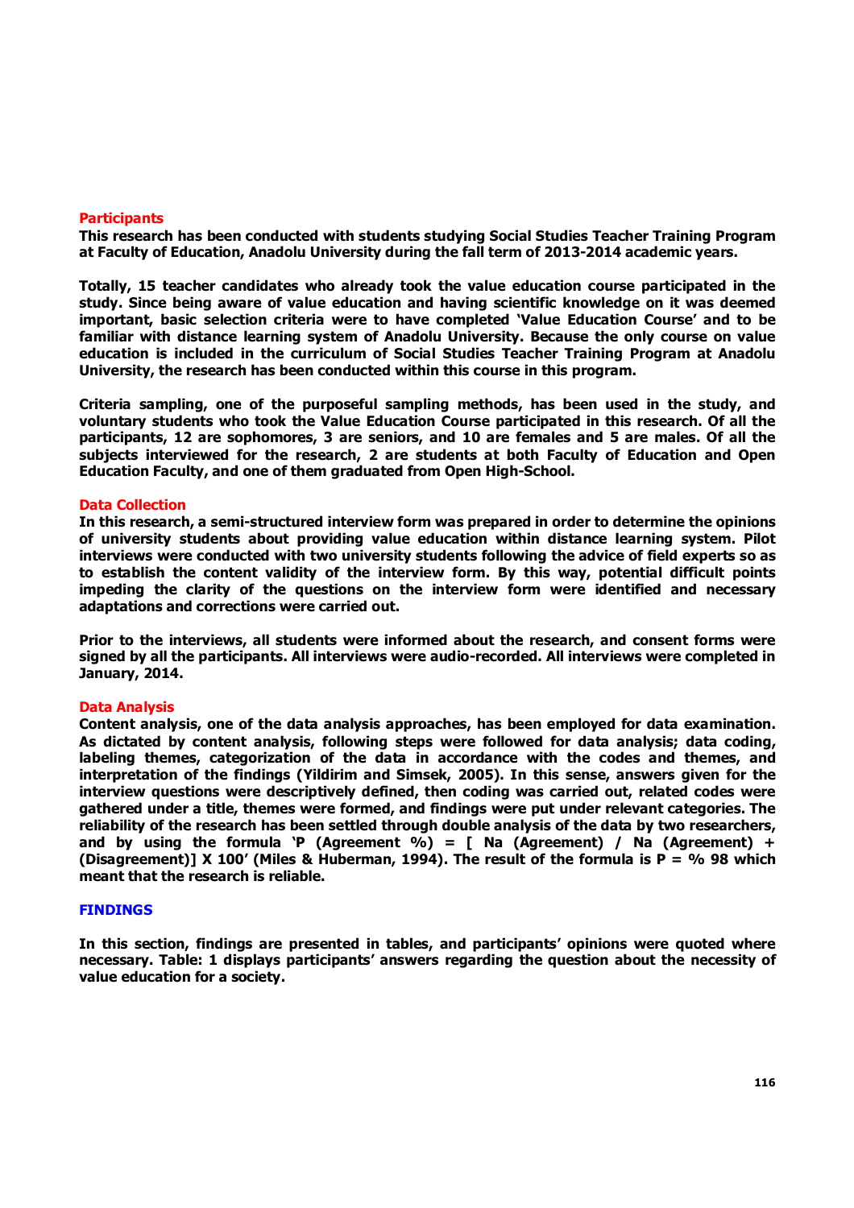### Participants

**This research has been conducted with students studying Social Studies Teacher Training Program at Faculty of Education, Anadolu University during the fall term of 2013-2014 academic years.**

**Totally, 15 teacher candidates who already took the value education course participated in the study. Since being aware of value education and having scientific knowledge on it was deemed important, basic selection criteria were to have completed 'Value Education Course' and to be familiar with distance learning system of Anadolu University. Because the only course on value education is included in the curriculum of Social Studies Teacher Training Program at Anadolu University, the research has been conducted within this course in this program.**

**Criteria sampling, one of the purposeful sampling methods, has been used in the study, and voluntary students who took the Value Education Course participated in this research. Of all the participants, 12 are sophomores, 3 are seniors, and 10 are females and 5 are males. Of all the subjects interviewed for the research, 2 are students at both Faculty of Education and Open Education Faculty, and one of them graduated from Open High-School.**

### Data Collection

**In this research, a semi-structured interview form was prepared in order to determine the opinions of university students about providing value education within distance learning system. Pilot interviews were conducted with two university students following the advice of field experts so as to establish the content validity of the interview form. By this way, potential difficult points impeding the clarity of the questions on the interview form were identified and necessary adaptations and corrections were carried out.**

**Prior to the interviews, all students were informed about the research, and consent forms were signed by all the participants. All interviews were audio-recorded. All interviews were completed in January, 2014.**

### Data Analysis

**Content analysis, one of the data analysis approaches, has been employed for data examination. As dictated by content analysis, following steps were followed for data analysis; data coding, labeling themes, categorization of the data in accordance with the codes and themes, and interpretation of the findings (Yildirim and Simsek, 2005). In this sense, answers given for the interview questions were descriptively defined, then coding was carried out, related codes were gathered under a title, themes were formed, and findings were put under relevant categories. The reliability of the research has been settled through double analysis of the data by two researchers, and by using the formula 'P (Agreement %) = [ Na (Agreement) / Na (Agreement) + (Disagreement)] X 100' (Miles & Huberman, 1994). The result of the formula is P = % 98 which meant that the research is reliable.**

## FINDINGS

**In this section, findings are presented in tables, and participants' opinions were quoted where necessary. Table: 1 displays participants' answers regarding the question about the necessity of value education for a society.**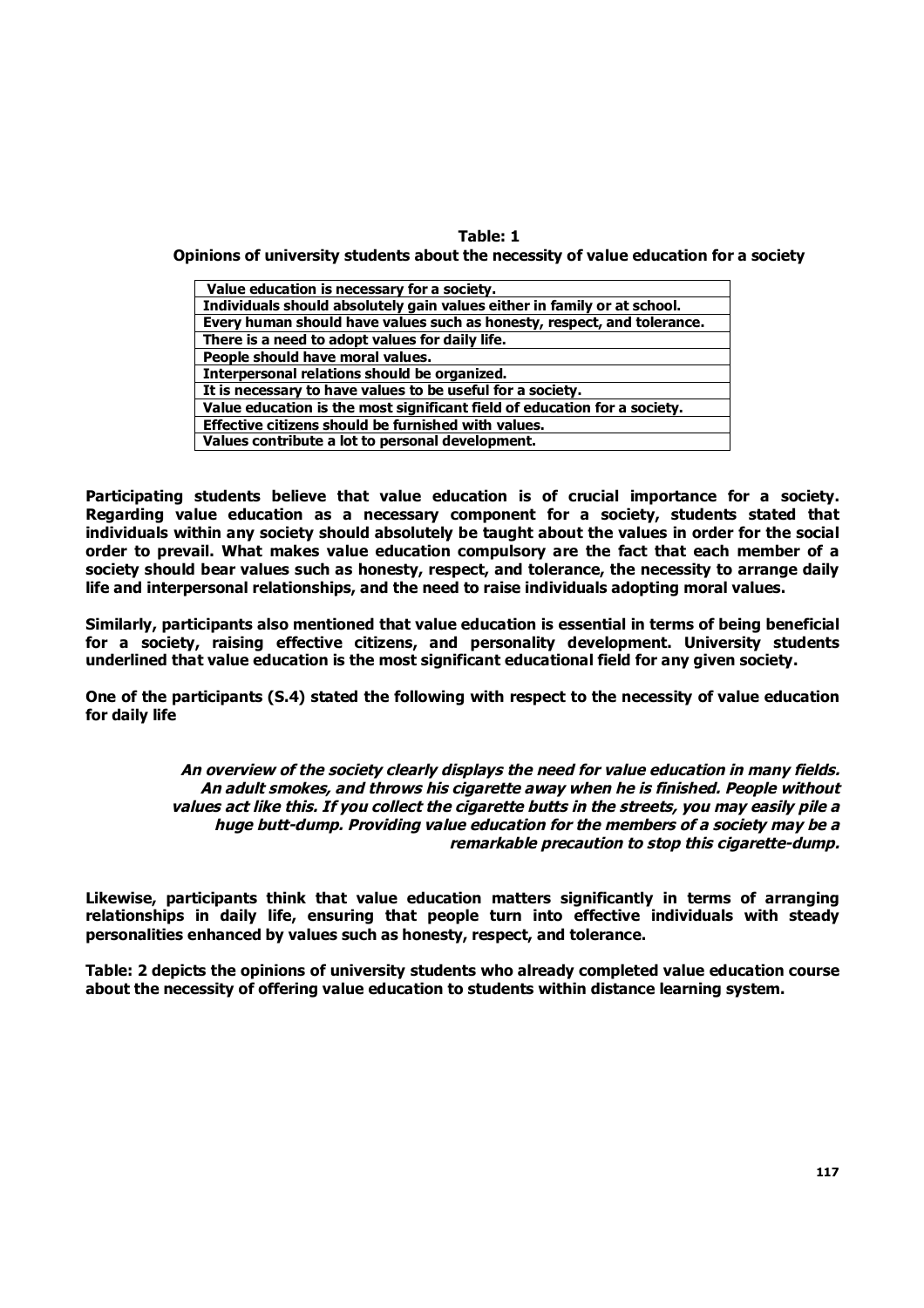**Table: 1**

**Opinions of university students about the necessity of value education for a society**

| Value education is necessary for a society. |
|---|
| Individuals should absolutely gain values either in family or at school. |
| Every human should have values such as honesty, respect, and tolerance. |
| There is a need to adopt values for daily life. |
| People should have moral values. |
| Interpersonal relations should be organized. |
| It is necessary to have values to be useful for a society. |
| Value education is the most significant field of education for a society. |
| Effective citizens should be furnished with values. |
| Values contribute a lot to personal development. |

**Participating students believe that value education is of crucial importance for a society. Regarding value education as a necessary component for a society, students stated that individuals within any society should absolutely be taught about the values in order for the social order to prevail. What makes value education compulsory are the fact that each member of a society should bear values such as honesty, respect, and tolerance, the necessity to arrange daily life and interpersonal relationships, and the need to raise individuals adopting moral values.**

**Similarly, participants also mentioned that value education is essential in terms of being beneficial for a society, raising effective citizens, and personality development. University students underlined that value education is the most significant educational field for any given society.**

**One of the participants (S.4) stated the following with respect to the necessity of value education for daily life**

> ***An overview of the society clearly displays the need for value education in many fields. An adult smokes, and throws his cigarette away when he is finished. People without values act like this. If you collect the cigarette butts in the streets, you may easily pile a huge butt-dump. Providing value education for the members of a society may be a remarkable precaution to stop this cigarette-dump.***

**Likewise, participants think that value education matters significantly in terms of arranging relationships in daily life, ensuring that people turn into effective individuals with steady personalities enhanced by values such as honesty, respect, and tolerance.**

**Table: 2 depicts the opinions of university students who already completed value education course about the necessity of offering value education to students within distance learning system.**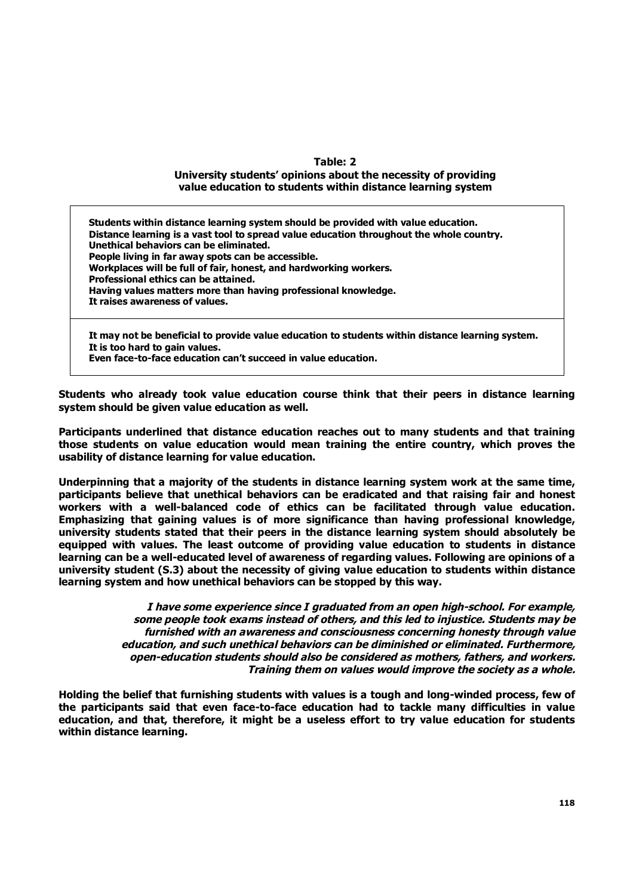**Table: 2**
**University students' opinions about the necessity of providing value education to students within distance learning system**

| |
|---|
| **Students within distance learning system should be provided with value education.** |
| **Distance learning is a vast tool to spread value education throughout the whole country.** |
| **Unethical behaviors can be eliminated.** |
| **People living in far away spots can be accessible.** |
| **Workplaces will be full of fair, honest, and hardworking workers.** |
| **Professional ethics can be attained.** |
| **Having values matters more than having professional knowledge.** |
| **It raises awareness of values.** |
| **It may not be beneficial to provide value education to students within distance learning system.** |
| **It is too hard to gain values.** |
| **Even face-to-face education can't succeed in value education.** |

**Students who already took value education course think that their peers in distance learning system should be given value education as well.**

**Participants underlined that distance education reaches out to many students and that training those students on value education would mean training the entire country, which proves the usability of distance learning for value education.**

**Underpinning that a majority of the students in distance learning system work at the same time, participants believe that unethical behaviors can be eradicated and that raising fair and honest workers with a well-balanced code of ethics can be facilitated through value education. Emphasizing that gaining values is of more significance than having professional knowledge, university students stated that their peers in the distance learning system should absolutely be equipped with values. The least outcome of providing value education to students in distance learning can be a well-educated level of awareness of regarding values. Following are opinions of a university student (S.3) about the necessity of giving value education to students within distance learning system and how unethical behaviors can be stopped by this way.**

> ***I have some experience since I graduated from an open high-school. For example, some people took exams instead of others, and this led to injustice. Students may be furnished with an awareness and consciousness concerning honesty through value education, and such unethical behaviors can be diminished or eliminated. Furthermore, open-education students should also be considered as mothers, fathers, and workers. Training them on values would improve the society as a whole.***

**Holding the belief that furnishing students with values is a tough and long-winded process, few of the participants said that even face-to-face education had to tackle many difficulties in value education, and that, therefore, it might be a useless effort to try value education for students within distance learning.**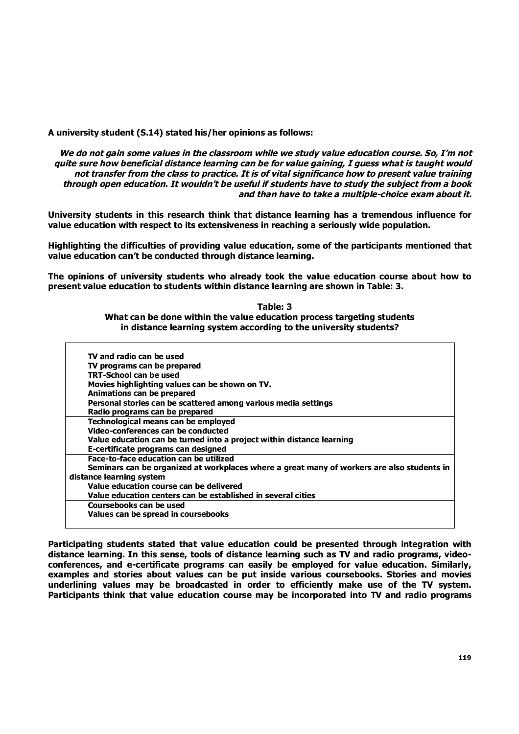**A university student (S.14) stated his/her opinions as follows:**

> ***We do not gain some values in the classroom while we study value education course. So, I'm not quite sure how beneficial distance learning can be for value gaining, I guess what is taught would not transfer from the class to practice. It is of vital significance how to present value training through open education. It wouldn't be useful if students have to study the subject from a book and than have to take a multiple-choice exam about it.***

**University students in this research think that distance learning has a tremendous influence for value education with respect to its extensiveness in reaching a seriously wide population.**

**Highlighting the difficulties of providing value education, some of the participants mentioned that value education can't be conducted through distance learning.**

**The opinions of university students who already took the value education course about how to present value education to students within distance learning are shown in Table: 3.**

**Table: 3**
**What can be done within the value education process targeting students in distance learning system according to the university students?**

| |
|---|
| TV and radio can be used<br>TV programs can be prepared<br>TRT-School can be used<br>Movies highlighting values can be shown on TV.<br>Animations can be prepared<br>Personal stories can be scattered among various media settings<br>Radio programs can be prepared |
| Technological means can be employed<br>Video-conferences can be conducted<br>Value education can be turned into a project within distance learning<br>E-certificate programs can designed |
| Face-to-face education can be utilized<br>Seminars can be organized at workplaces where a great many of workers are also students in distance learning system<br>Value education course can be delivered<br>Value education centers can be established in several cities |
| Coursebooks can be used<br>Values can be spread in coursebooks |

**Participating students stated that value education could be presented through integration with distance learning. In this sense, tools of distance learning such as TV and radio programs, video-conferences, and e-certificate programs can easily be employed for value education. Similarly, examples and stories about values can be put inside various coursebooks. Stories and movies underlining values may be broadcasted in order to efficiently make use of the TV system. Participants think that value education course may be incorporated into TV and radio programs**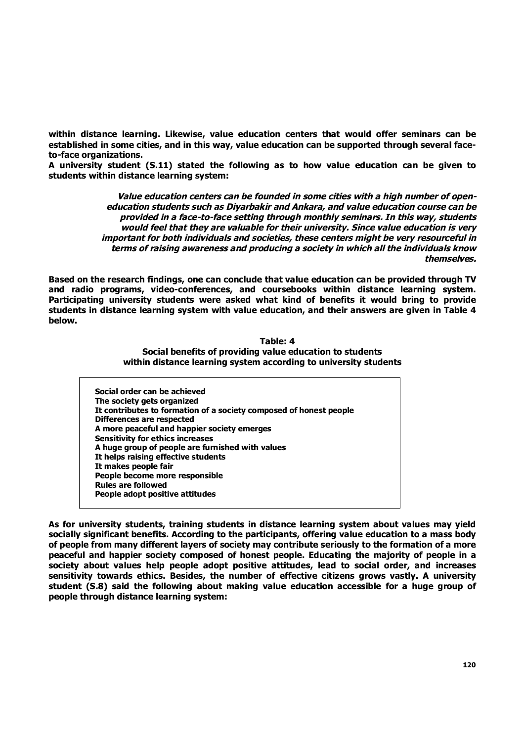**within distance learning. Likewise, value education centers that would offer seminars can be established in some cities, and in this way, value education can be supported through several face-to-face organizations.**

**A university student (S.11) stated the following as to how value education can be given to students within distance learning system:**

> ***Value education centers can be founded in some cities with a high number of open-education students such as Diyarbakir and Ankara, and value education course can be provided in a face-to-face setting through monthly seminars. In this way, students would feel that they are valuable for their university. Since value education is very important for both individuals and societies, these centers might be very resourceful in terms of raising awareness and producing a society in which all the individuals know themselves.***

**Based on the research findings, one can conclude that value education can be provided through TV and radio programs, video-conferences, and coursebooks within distance learning system. Participating university students were asked what kind of benefits it would bring to provide students in distance learning system with value education, and their answers are given in Table 4 below.**

**Table: 4**
**Social benefits of providing value education to students within distance learning system according to university students**

| |
|---|
| **Social order can be achieved** |
| **The society gets organized** |
| **It contributes to formation of a society composed of honest people** |
| **Differences are respected** |
| **A more peaceful and happier society emerges** |
| **Sensitivity for ethics increases** |
| **A huge group of people are furnished with values** |
| **It helps raising effective students** |
| **It makes people fair** |
| **People become more responsible** |
| **Rules are followed** |
| **People adopt positive attitudes** |

**As for university students, training students in distance learning system about values may yield socially significant benefits. According to the participants, offering value education to a mass body of people from many different layers of society may contribute seriously to the formation of a more peaceful and happier society composed of honest people. Educating the majority of people in a society about values help people adopt positive attitudes, lead to social order, and increases sensitivity towards ethics. Besides, the number of effective citizens grows vastly. A university student (S.8) said the following about making value education accessible for a huge group of people through distance learning system:**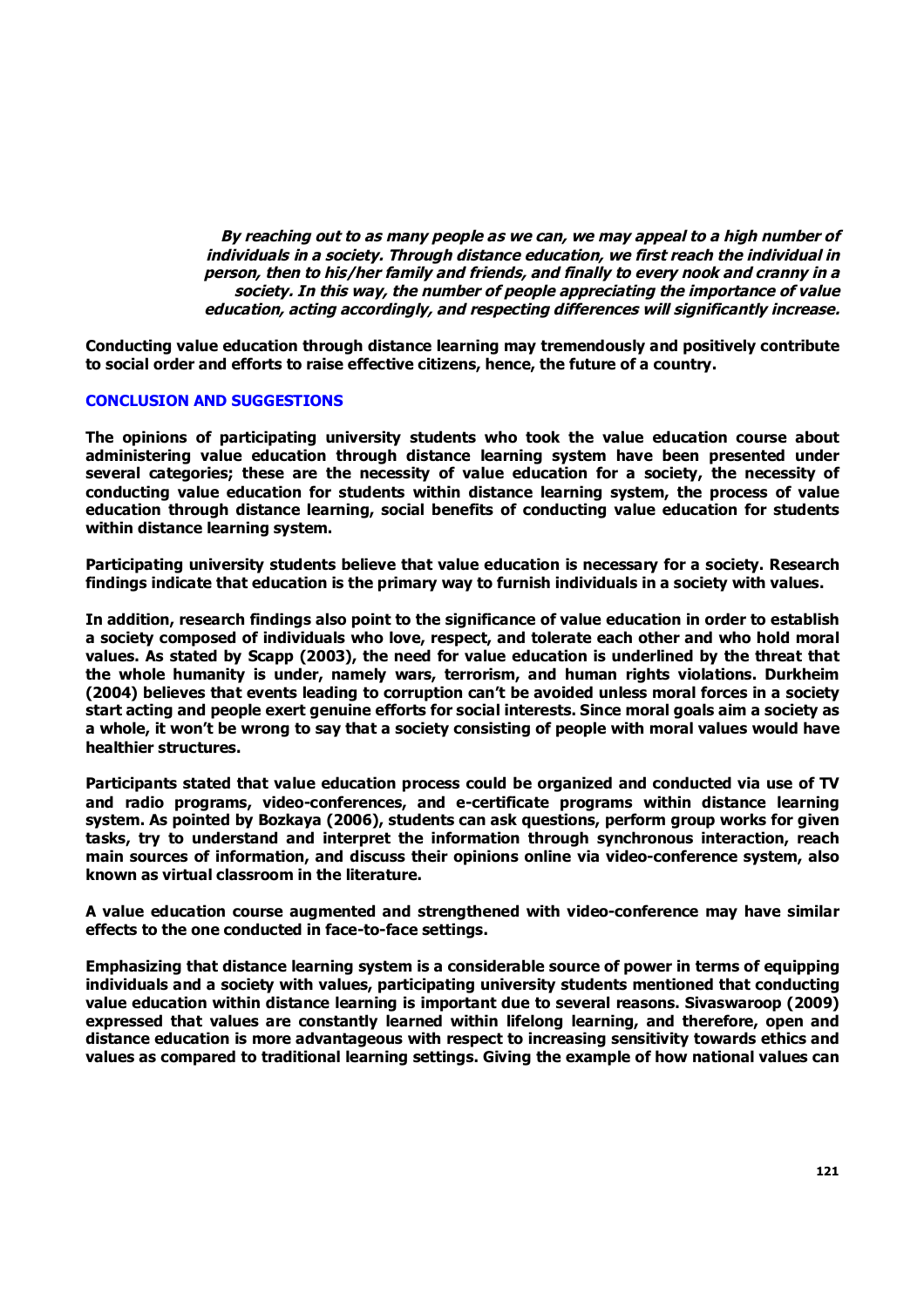> ***By reaching out to as many people as we can, we may appeal to a high number of individuals in a society. Through distance education, we first reach the individual in person, then to his/her family and friends, and finally to every nook and cranny in a society. In this way, the number of people appreciating the importance of value education, acting accordingly, and respecting differences will significantly increase.***

**Conducting value education through distance learning may tremendously and positively contribute to social order and efforts to raise effective citizens, hence, the future of a country.**

## CONCLUSION AND SUGGESTIONS

**The opinions of participating university students who took the value education course about administering value education through distance learning system have been presented under several categories; these are the necessity of value education for a society, the necessity of conducting value education for students within distance learning system, the process of value education through distance learning, social benefits of conducting value education for students within distance learning system.**

**Participating university students believe that value education is necessary for a society. Research findings indicate that education is the primary way to furnish individuals in a society with values.**

**In addition, research findings also point to the significance of value education in order to establish a society composed of individuals who love, respect, and tolerate each other and who hold moral values. As stated by Scapp (2003), the need for value education is underlined by the threat that the whole humanity is under, namely wars, terrorism, and human rights violations. Durkheim (2004) believes that events leading to corruption can't be avoided unless moral forces in a society start acting and people exert genuine efforts for social interests. Since moral goals aim a society as a whole, it won't be wrong to say that a society consisting of people with moral values would have healthier structures.**

**Participants stated that value education process could be organized and conducted via use of TV and radio programs, video-conferences, and e-certificate programs within distance learning system. As pointed by Bozkaya (2006), students can ask questions, perform group works for given tasks, try to understand and interpret the information through synchronous interaction, reach main sources of information, and discuss their opinions online via video-conference system, also known as virtual classroom in the literature.**

**A value education course augmented and strengthened with video-conference may have similar effects to the one conducted in face-to-face settings.**

**Emphasizing that distance learning system is a considerable source of power in terms of equipping individuals and a society with values, participating university students mentioned that conducting value education within distance learning is important due to several reasons. Sivaswaroop (2009) expressed that values are constantly learned within lifelong learning, and therefore, open and distance education is more advantageous with respect to increasing sensitivity towards ethics and values as compared to traditional learning settings. Giving the example of how national values can**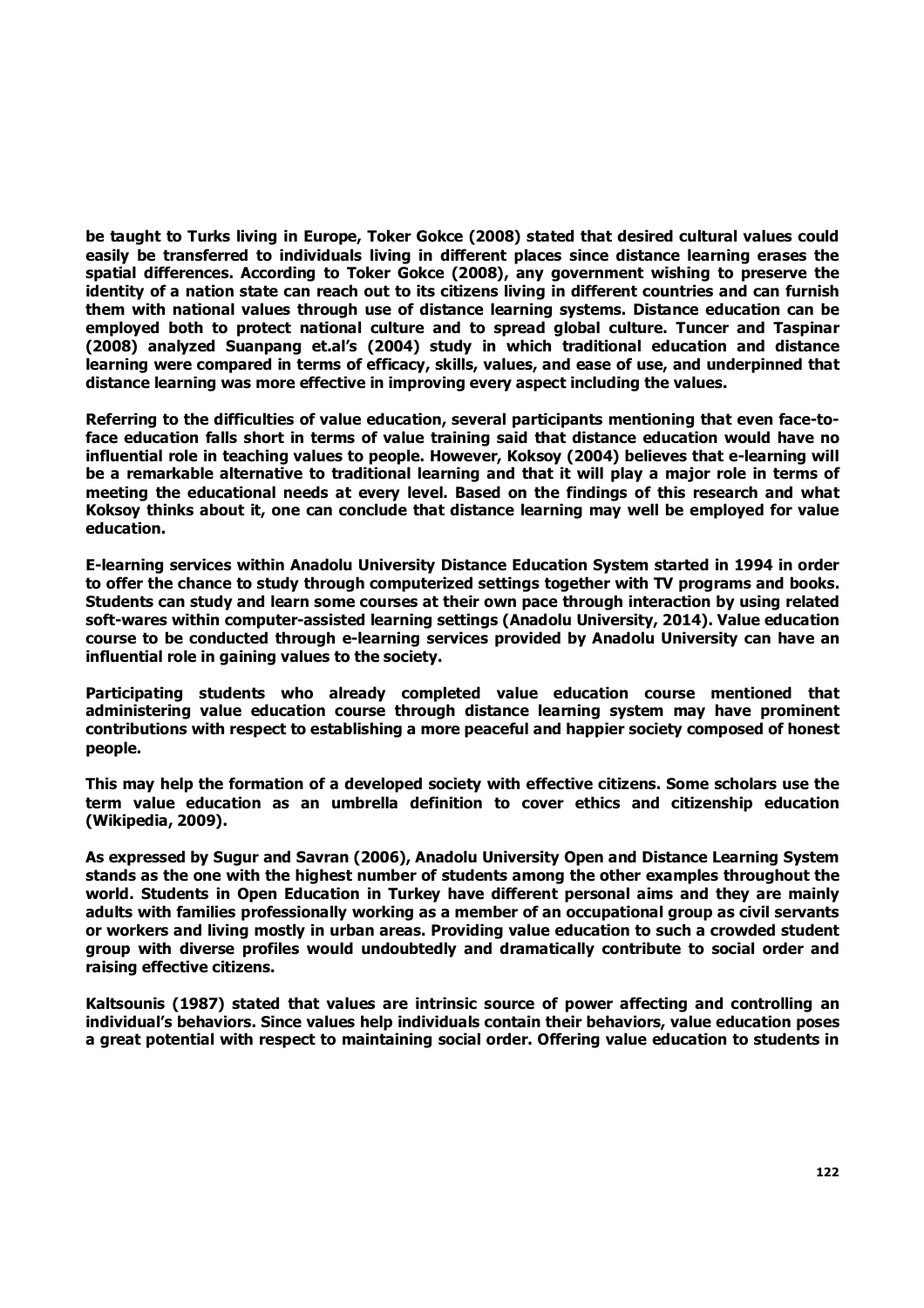be taught to Turks living in Europe, Toker Gokce (2008) stated that desired cultural values could easily be transferred to individuals living in different places since distance learning erases the spatial differences. According to Toker Gokce (2008), any government wishing to preserve the identity of a nation state can reach out to its citizens living in different countries and can furnish them with national values through use of distance learning systems. Distance education can be employed both to protect national culture and to spread global culture. Tuncer and Taspinar (2008) analyzed Suanpang et.al's (2004) study in which traditional education and distance learning were compared in terms of efficacy, skills, values, and ease of use, and underpinned that distance learning was more effective in improving every aspect including the values.

Referring to the difficulties of value education, several participants mentioning that even face-to-face education falls short in terms of value training said that distance education would have no influential role in teaching values to people. However, Koksoy (2004) believes that e-learning will be a remarkable alternative to traditional learning and that it will play a major role in terms of meeting the educational needs at every level. Based on the findings of this research and what Koksoy thinks about it, one can conclude that distance learning may well be employed for value education.

E-learning services within Anadolu University Distance Education System started in 1994 in order to offer the chance to study through computerized settings together with TV programs and books. Students can study and learn some courses at their own pace through interaction by using related soft-wares within computer-assisted learning settings (Anadolu University, 2014). Value education course to be conducted through e-learning services provided by Anadolu University can have an influential role in gaining values to the society.

Participating students who already completed value education course mentioned that administering value education course through distance learning system may have prominent contributions with respect to establishing a more peaceful and happier society composed of honest people.

This may help the formation of a developed society with effective citizens. Some scholars use the term value education as an umbrella definition to cover ethics and citizenship education (Wikipedia, 2009).

As expressed by Sugur and Savran (2006), Anadolu University Open and Distance Learning System stands as the one with the highest number of students among the other examples throughout the world. Students in Open Education in Turkey have different personal aims and they are mainly adults with families professionally working as a member of an occupational group as civil servants or workers and living mostly in urban areas. Providing value education to such a crowded student group with diverse profiles would undoubtedly and dramatically contribute to social order and raising effective citizens.

Kaltsounis (1987) stated that values are intrinsic source of power affecting and controlling an individual's behaviors. Since values help individuals contain their behaviors, value education poses a great potential with respect to maintaining social order. Offering value education to students in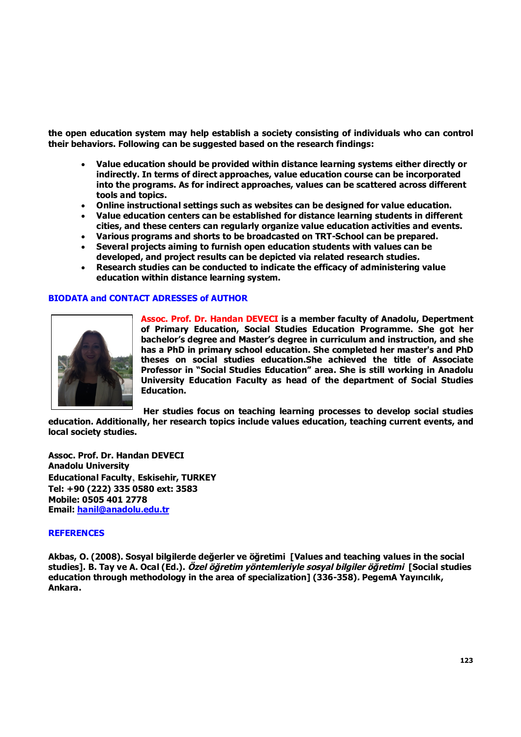the open education system may help establish a society consisting of individuals who can control their behaviors. Following can be suggested based on the research findings:

- Value education should be provided within distance learning systems either directly or indirectly. In terms of direct approaches, value education course can be incorporated into the programs. As for indirect approaches, values can be scattered across different tools and topics.
- Online instructional settings such as websites can be designed for value education.
- Value education centers can be established for distance learning students in different cities, and these centers can regularly organize value education activities and events.
- Various programs and shorts to be broadcasted on TRT-School can be prepared.
- Several projects aiming to furnish open education students with values can be developed, and project results can be depicted via related research studies.
- Research studies can be conducted to indicate the efficacy of administering value education within distance learning system.

## BIODATA and CONTACT ADRESSES of AUTHOR

**Assoc. Prof. Dr. Handan DEVECI** is a member faculty of Anadolu, Depertment of Primary Education, Social Studies Education Programme. She got her bachelor's degree and Master's degree in curriculum and instruction, and she has a PhD in primary school education. She completed her master's and PhD theses on social studies education.She achieved the title of Associate Professor in "Social Studies Education" area. She is still working in Anadolu University Education Faculty as head of the department of Social Studies Education.

Her studies focus on teaching learning processes to develop social studies education. Additionally, her research topics include values education, teaching current events, and local society studies.

Assoc. Prof. Dr. Handan DEVECI
Anadolu University
Educational Faculty, Eskisehir, TURKEY
Tel: +90 (222) 335 0580 ext: 3583
Mobile: 0505 401 2778
Email: hanil@anadolu.edu.tr

## REFERENCES

Akbas, O. (2008). Sosyal bilgilerde değerler ve öğretimi [Values and teaching values in the social studies]. B. Tay ve A. Ocal (Ed.). *Özel öğretim yöntemleriyle sosyal bilgiler öğretimi* [Social studies education through methodology in the area of specialization] (336-358). PegemA Yayıncılık, Ankara.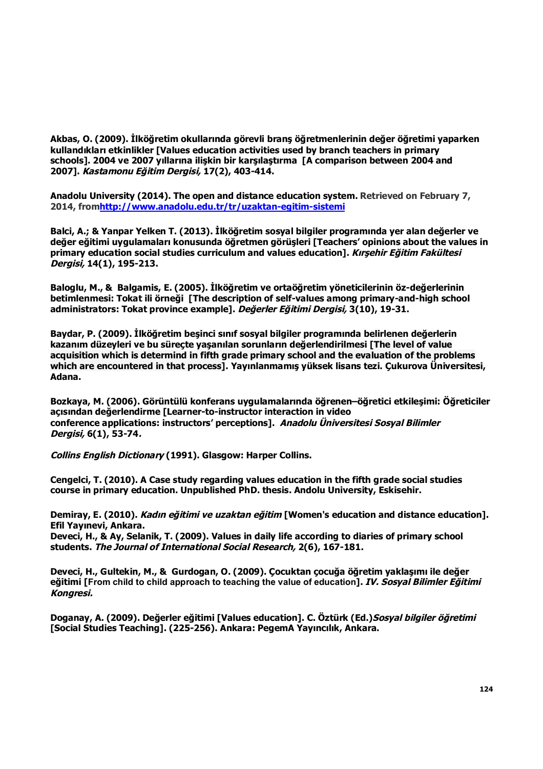**Akbas, O. (2009). İlköğretim okullarında görevli branş öğretmenlerinin değer öğretimi yaparken kullandıkları etkinlikler [Values education activities used by branch teachers in primary schools]. 2004 ve 2007 yıllarına ilişkin bir karşılaştırma [A comparison between 2004 and 2007].** ***Kastamonu Eğitim Dergisi,*** **17(2), 403-414.**

**Anadolu University (2014). The open and distance education system. Retrieved on February 7, 2014, from[http://www.anadolu.edu.tr/tr/uzaktan-egitim-sistemi](http://www.anadolu.edu.tr/tr/uzaktan-egitim-sistemi)**

**Balci, A.; & Yanpar Yelken T. (2013). İlköğretim sosyal bilgiler programında yer alan değerler ve değer eğitimi uygulamaları konusunda öğretmen görüşleri [Teachers' opinions about the values in primary education social studies curriculum and values education].** ***Kırşehir Eğitim Fakültesi Dergisi,*** **14(1), 195-213.**

**Baloglu, M., & Balgamis, E. (2005). İlköğretim ve ortaöğretim yöneticilerinin öz-değerlerinin betimlenmesi: Tokat ili örneği [The description of self-values among primary-and-high school administrators: Tokat province example].** ***Değerler Eğitimi Dergisi,*** **3(10), 19-31.**

**Baydar, P. (2009). İlköğretim beşinci sınıf sosyal bilgiler programında belirlenen değerlerin kazanım düzeyleri ve bu süreçte yaşanılan sorunların değerlendirilmesi [The level of value acquisition which is determind in fifth grade primary school and the evaluation of the problems which are encountered in that process]. Yayınlanmamış yüksek lisans tezi. Çukurova Üniversitesi, Adana.**

**Bozkaya, M. (2006). Görüntülü konferans uygulamalarında öğrenen–öğretici etkileşimi: Öğreticiler açısından değerlendirme [Learner-to-instructor interaction in video conference applications: instructors' perceptions].** ***Anadolu Üniversitesi Sosyal Bilimler Dergisi,*** **6(1), 53-74.**

***Collins English Dictionary*** **(1991). Glasgow: Harper Collins.**

**Cengelci, T. (2010). A Case study regarding values education in the fifth grade social studies course in primary education. Unpublished PhD. thesis. Andolu University, Eskisehir.**

**Demiray, E. (2010).** ***Kadın eğitimi ve uzaktan eğitim*** **[Women's education and distance education]. Efil Yayınevi, Ankara.**

**Deveci, H., & Ay, Selanik, T. (2009). Values in daily life according to diaries of primary school students.** ***The Journal of International Social Research,*** **2(6), 167-181.**

**Deveci, H., Gultekin, M., & Gurdogan, O. (2009). Çocuktan çocuğa öğretim yaklaşımı ile değer eğitimi [From child to child approach to teaching the value of education].** ***IV. Sosyal Bilimler Eğitimi Kongresi.***

**Doganay, A. (2009). Değerler eğitimi [Values education]. C. Öztürk (Ed.)*****Sosyal bilgiler öğretimi*** **[Social Studies Teaching]. (225-256). Ankara: PegemA Yayıncılık, Ankara.**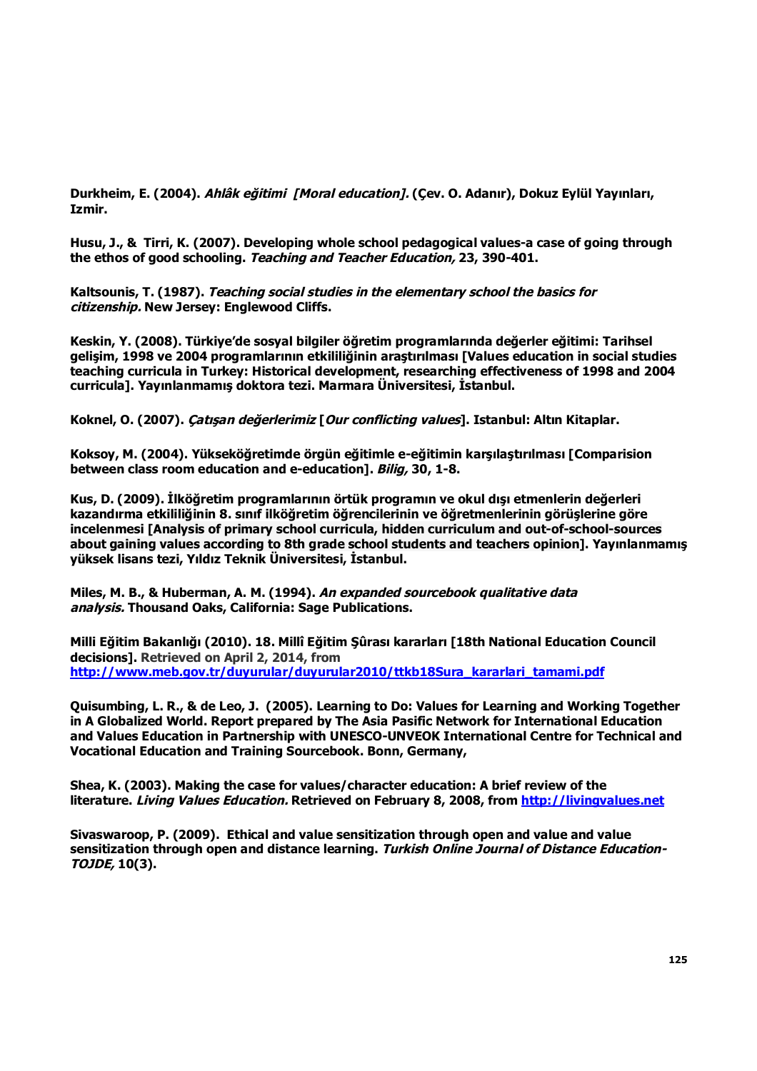**Durkheim, E. (2004). *Ahlâk eğitimi [Moral education].* (Çev. O. Adanır), Dokuz Eylül Yayınları, Izmir.**

**Husu, J., & Tirri, K. (2007). Developing whole school pedagogical values-a case of going through the ethos of good schooling. *Teaching and Teacher Education,* 23, 390-401.**

**Kaltsounis, T. (1987). *Teaching social studies in the elementary school the basics for citizenship.* New Jersey: Englewood Cliffs.**

**Keskin, Y. (2008). Türkiye'de sosyal bilgiler öğretim programlarında değerler eğitimi: Tarihsel gelişim, 1998 ve 2004 programlarının etkililiğinin araştırılması [Values education in social studies teaching curricula in Turkey: Historical development, researching effectiveness of 1998 and 2004 curricula]. Yayınlanmamış doktora tezi. Marmara Üniversitesi, İstanbul.**

**Koknel, O. (2007). *Çatışan değerlerimiz* [*Our conflicting values*]. Istanbul: Altın Kitaplar.**

**Koksoy, M. (2004). Yükseköğretimde örgün eğitimle e-eğitimin karşılaştırılması [Comparision between class room education and e-education]. *Bilig,* 30, 1-8.**

**Kus, D. (2009). İlköğretim programlarının örtük programın ve okul dışı etmenlerin değerleri kazandırma etkililiğinin 8. sınıf ilköğretim öğrencilerinin ve öğretmenlerinin görüşlerine göre incelenmesi [Analysis of primary school curricula, hidden curriculum and out-of-school-sources about gaining values according to 8th grade school students and teachers opinion]. Yayınlanmamış yüksek lisans tezi, Yıldız Teknik Üniversitesi, İstanbul.**

**Miles, M. B., & Huberman, A. M. (1994). *An expanded sourcebook qualitative data analysis.* Thousand Oaks, California: Sage Publications.**

**Milli Eğitim Bakanlığı (2010). 18. Millî Eğitim Şûrası kararları [18th National Education Council decisions]. Retrieved on April 2, 2014, from http://www.meb.gov.tr/duyurular/duyurular2010/ttkb18Sura_kararlari_tamami.pdf**

**Quisumbing, L. R., & de Leo, J. (2005). Learning to Do: Values for Learning and Working Together in A Globalized World. Report prepared by The Asia Pasific Network for International Education and Values Education in Partnership with UNESCO-UNVEOK International Centre for Technical and Vocational Education and Training Sourcebook. Bonn, Germany,**

**Shea, K. (2003). Making the case for values/character education: A brief review of the literature. *Living Values Education.* Retrieved on February 8, 2008, from http://livingvalues.net**

**Sivaswaroop, P. (2009). Ethical and value sensitization through open and value and value sensitization through open and distance learning. *Turkish Online Journal of Distance Education-TOJDE,* 10(3).**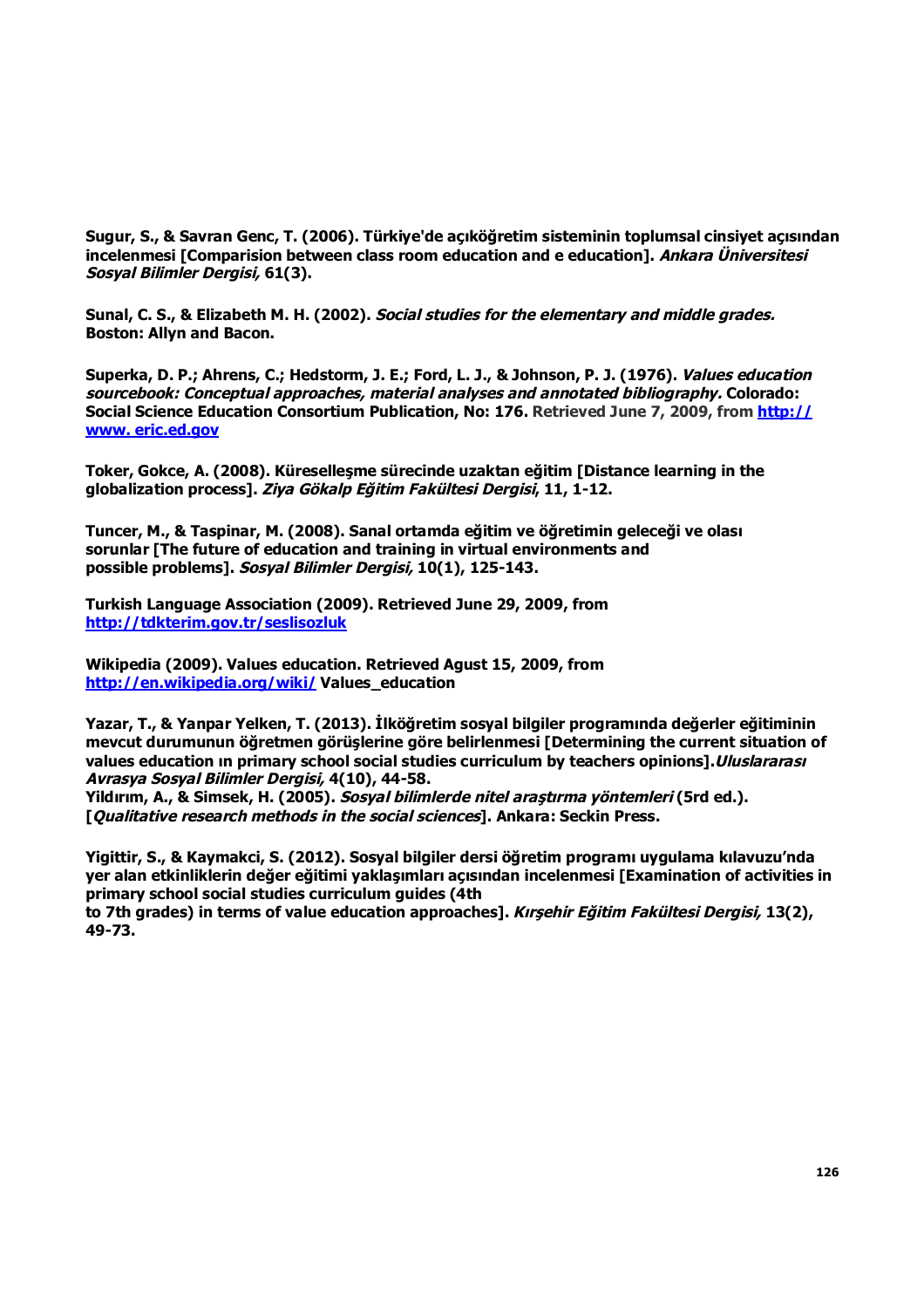Sugur, S., & Savran Genc, T. (2006). Türkiye'de açıköğretim sisteminin toplumsal cinsiyet açısından incelenmesi [Comparision between class room education and e education]. *Ankara Üniversitesi Sosyal Bilimler Dergisi,* 61(3).

Sunal, C. S., & Elizabeth M. H. (2002). *Social studies for the elementary and middle grades.* Boston: Allyn and Bacon.

Superka, D. P.; Ahrens, C.; Hedstorm, J. E.; Ford, L. J., & Johnson, P. J. (1976). *Values education sourcebook: Conceptual approaches, material analyses and annotated bibliography.* Colorado: Social Science Education Consortium Publication, No: 176. Retrieved June 7, 2009, from [http:// www. eric.ed.gov](http://www.eric.ed.gov)

Toker, Gokce, A. (2008). Küreselleşme sürecinde uzaktan eğitim [Distance learning in the globalization process]. *Ziya Gökalp Eğitim Fakültesi Dergisi,* 11, 1-12.

Tuncer, M., & Taspinar, M. (2008). Sanal ortamda eğitim ve öğretimin geleceği ve olası sorunlar [The future of education and training in virtual environments and possible problems]. *Sosyal Bilimler Dergisi,* 10(1), 125-143.

Turkish Language Association (2009). Retrieved June 29, 2009, from [http://tdkterim.gov.tr/seslisozluk](http://tdkterim.gov.tr/seslisozluk)

Wikipedia (2009). Values education. Retrieved Agust 15, 2009, from [http://en.wikipedia.org/wiki/](http://en.wikipedia.org/wiki/) Values_education

Yazar, T., & Yanpar Yelken, T. (2013). İlköğretim sosyal bilgiler programında değerler eğitiminin mevcut durumunun öğretmen görüşlerine göre belirlenmesi [Determining the current situation of values education ın primary school social studies curriculum by teachers opinions].*Uluslararası Avrasya Sosyal Bilimler Dergisi,* 4(10), 44-58.

Yıldırım, A., & Simsek, H. (2005). *Sosyal bilimlerde nitel araştırma yöntemleri* (5rd ed.). [*Qualitative research methods in the social sciences*]. Ankara: Seckin Press.

Yigittir, S., & Kaymakci, S. (2012). Sosyal bilgiler dersi öğretim programı uygulama kılavuzu'nda yer alan etkinliklerin değer eğitimi yaklaşımları açısından incelenmesi [Examination of activities in primary school social studies curriculum guides (4th to 7th grades) in terms of value education approaches]. *Kırşehir Eğitim Fakültesi Dergisi,* 13(2), 49-73.